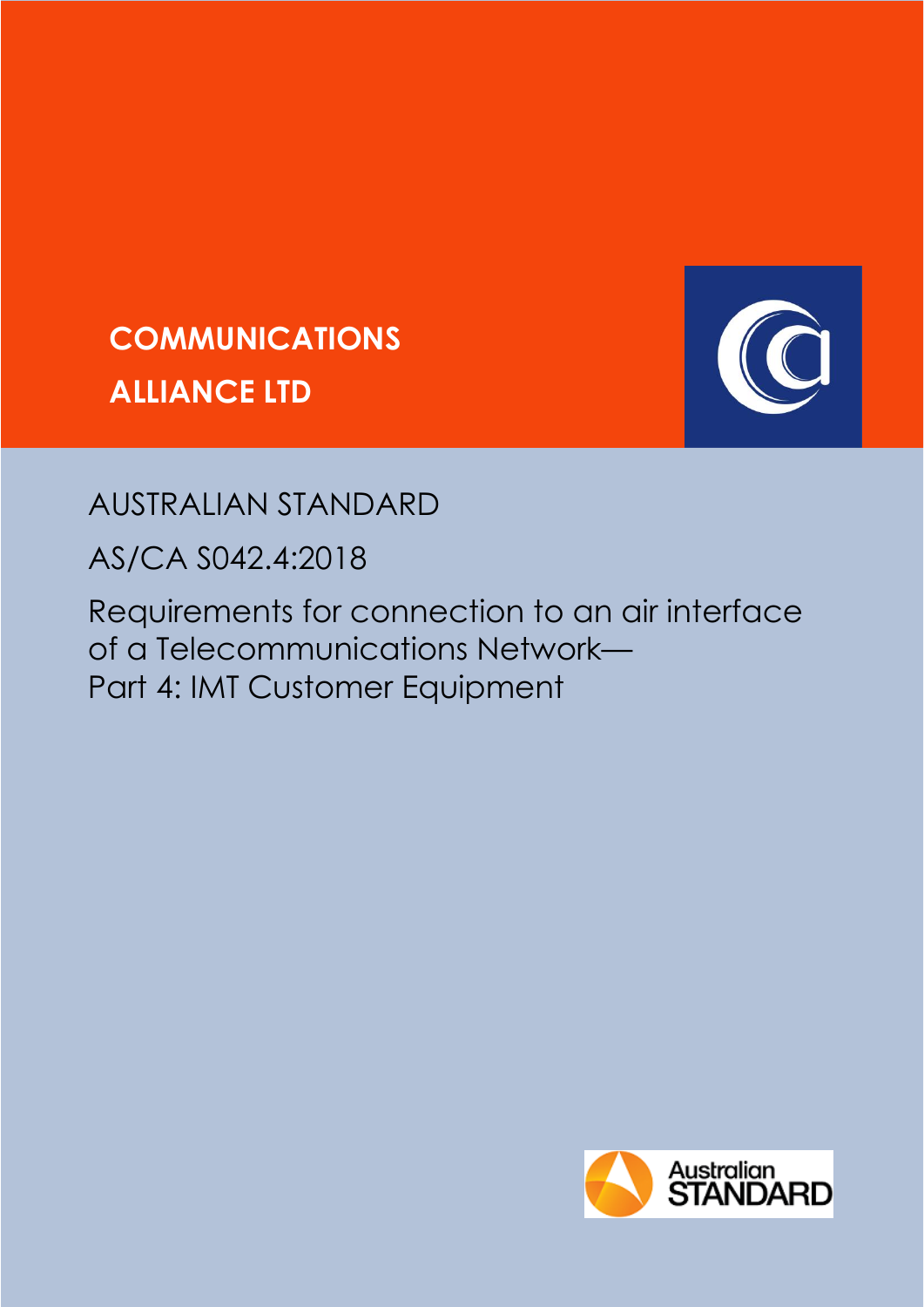**COMMUNICATIONS ALLIANCE LTD**

AUSTRALIAN STANDARD

AS/CA S042.4:2018

# Requirements for connection to an air interface of a Telecommunications Network— Part 4: IMT Customer Equipment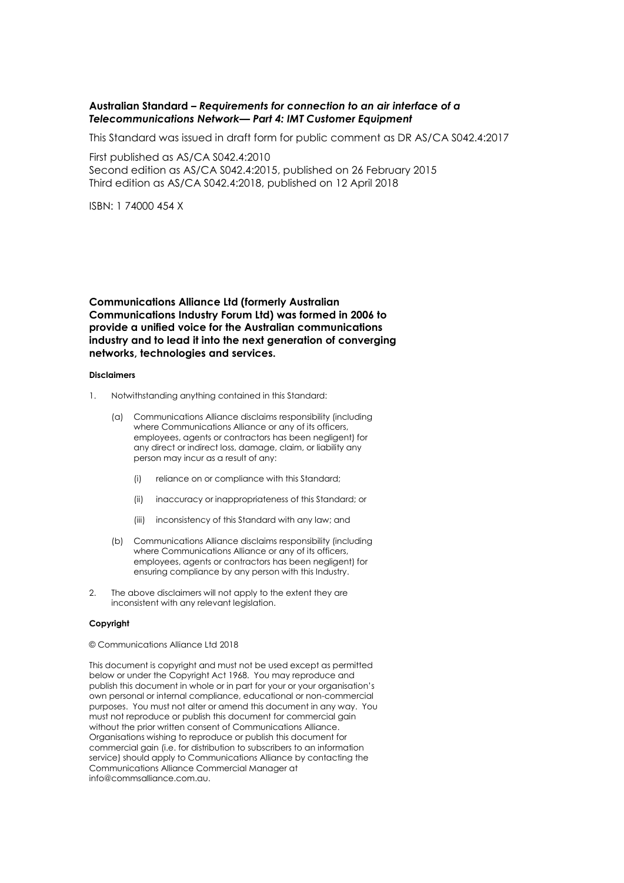**Australian Standard –** ***Requirements for connection to an air interface of a Telecommunications Network— Part 4: IMT Customer Equipment***

This Standard was issued in draft form for public comment as DR AS/CA S042.4:2017

First published as AS/CA S042.4:2010
Second edition as AS/CA S042.4:2015, published on 26 February 2015
Third edition as AS/CA S042.4:2018, published on 12 April 2018

ISBN: 1 74000 454 X

**Communications Alliance Ltd (formerly Australian Communications Industry Forum Ltd) was formed in 2006 to provide a unified voice for the Australian communications industry and to lead it into the next generation of converging networks, technologies and services.**

**Disclaimers**

1. Notwithstanding anything contained in this Standard:

   (a) Communications Alliance disclaims responsibility (including where Communications Alliance or any of its officers, employees, agents or contractors has been negligent) for any direct or indirect loss, damage, claim, or liability any person may incur as a result of any:

      (i) reliance on or compliance with this Standard;

      (ii) inaccuracy or inappropriateness of this Standard; or

      (iii) inconsistency of this Standard with any law; and

   (b) Communications Alliance disclaims responsibility (including where Communications Alliance or any of its officers, employees, agents or contractors has been negligent) for ensuring compliance by any person with this Industry.

2. The above disclaimers will not apply to the extent they are inconsistent with any relevant legislation.

**Copyright**

© Communications Alliance Ltd 2018

This document is copyright and must not be used except as permitted below or under the Copyright Act 1968. You may reproduce and publish this document in whole or in part for your or your organisation's own personal or internal compliance, educational or non-commercial purposes. You must not alter or amend this document in any way. You must not reproduce or publish this document for commercial gain without the prior written consent of Communications Alliance. Organisations wishing to reproduce or publish this document for commercial gain (i.e. for distribution to subscribers to an information service) should apply to Communications Alliance by contacting the Communications Alliance Commercial Manager at info@commsalliance.com.au.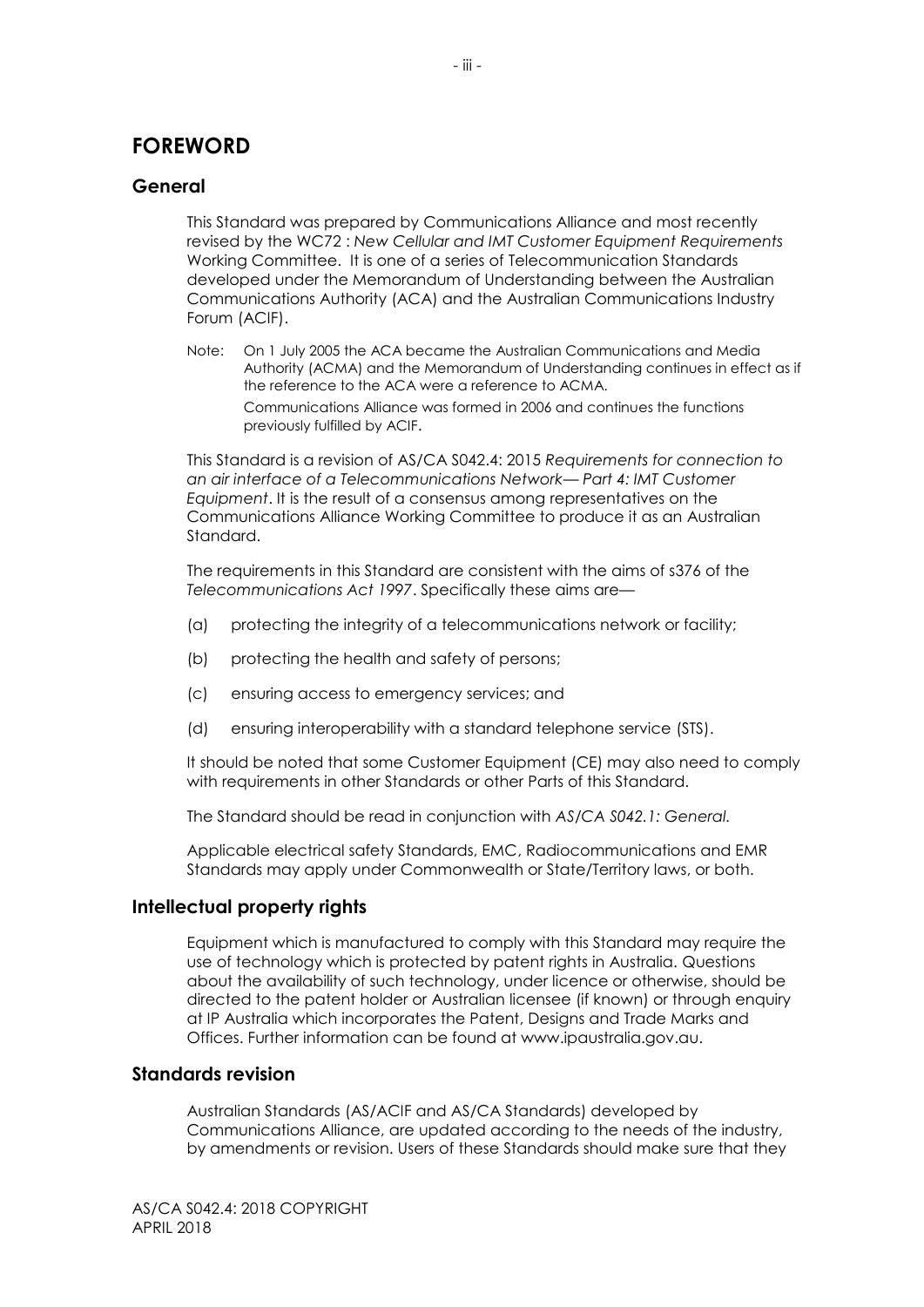# FOREWORD

## General

This Standard was prepared by Communications Alliance and most recently revised by the WC72 : *New Cellular and IMT Customer Equipment Requirements* Working Committee. It is one of a series of Telecommunication Standards developed under the Memorandum of Understanding between the Australian Communications Authority (ACA) and the Australian Communications Industry Forum (ACIF).

Note: On 1 July 2005 the ACA became the Australian Communications and Media Authority (ACMA) and the Memorandum of Understanding continues in effect as if the reference to the ACA were a reference to ACMA.

Communications Alliance was formed in 2006 and continues the functions previously fulfilled by ACIF.

This Standard is a revision of AS/CA S042.4: 2015 *Requirements for connection to an air interface of a Telecommunications Network— Part 4: IMT Customer Equipment*. It is the result of a consensus among representatives on the Communications Alliance Working Committee to produce it as an Australian Standard.

The requirements in this Standard are consistent with the aims of s376 of the *Telecommunications Act 1997*. Specifically these aims are—

(a) protecting the integrity of a telecommunications network or facility;

(b) protecting the health and safety of persons;

(c) ensuring access to emergency services; and

(d) ensuring interoperability with a standard telephone service (STS).

It should be noted that some Customer Equipment (CE) may also need to comply with requirements in other Standards or other Parts of this Standard.

The Standard should be read in conjunction with *AS/CA S042.1: General.*

Applicable electrical safety Standards, EMC, Radiocommunications and EMR Standards may apply under Commonwealth or State/Territory laws, or both.

## Intellectual property rights

Equipment which is manufactured to comply with this Standard may require the use of technology which is protected by patent rights in Australia. Questions about the availability of such technology, under licence or otherwise, should be directed to the patent holder or Australian licensee (if known) or through enquiry at IP Australia which incorporates the Patent, Designs and Trade Marks and Offices. Further information can be found at www.ipaustralia.gov.au.

## Standards revision

Australian Standards (AS/ACIF and AS/CA Standards) developed by Communications Alliance, are updated according to the needs of the industry, by amendments or revision. Users of these Standards should make sure that they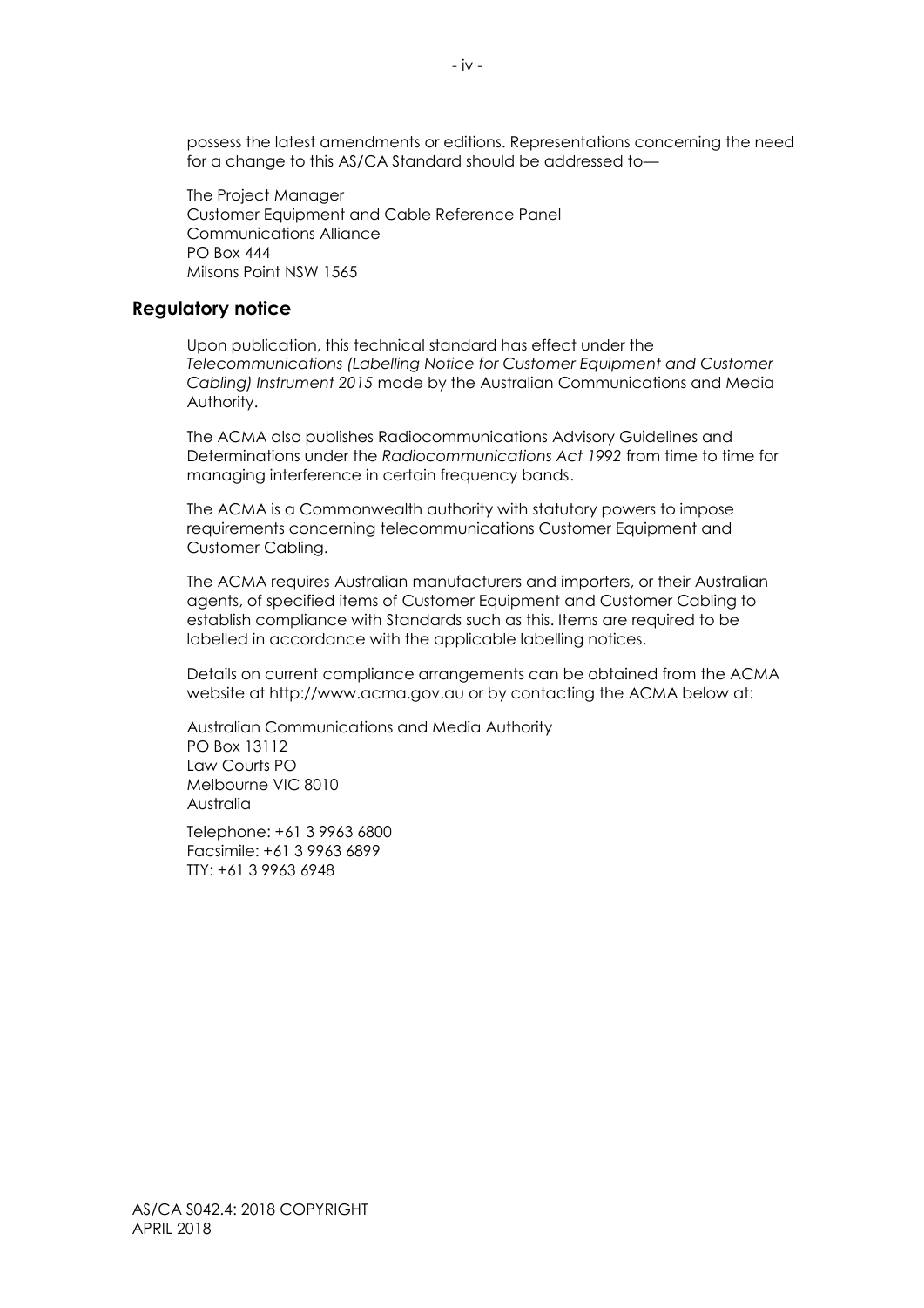possess the latest amendments or editions. Representations concerning the need for a change to this AS/CA Standard should be addressed to—

The Project Manager
Customer Equipment and Cable Reference Panel
Communications Alliance
PO Box 444
Milsons Point NSW 1565

## Regulatory notice

Upon publication, this technical standard has effect under the *Telecommunications (Labelling Notice for Customer Equipment and Customer Cabling) Instrument 2015* made by the Australian Communications and Media Authority.

The ACMA also publishes Radiocommunications Advisory Guidelines and Determinations under the *Radiocommunications Act 1992* from time to time for managing interference in certain frequency bands.

The ACMA is a Commonwealth authority with statutory powers to impose requirements concerning telecommunications Customer Equipment and Customer Cabling.

The ACMA requires Australian manufacturers and importers, or their Australian agents, of specified items of Customer Equipment and Customer Cabling to establish compliance with Standards such as this. Items are required to be labelled in accordance with the applicable labelling notices.

Details on current compliance arrangements can be obtained from the ACMA website at http://www.acma.gov.au or by contacting the ACMA below at:

Australian Communications and Media Authority
PO Box 13112
Law Courts PO
Melbourne VIC 8010
Australia

Telephone: +61 3 9963 6800
Facsimile: +61 3 9963 6899
TTY: +61 3 9963 6948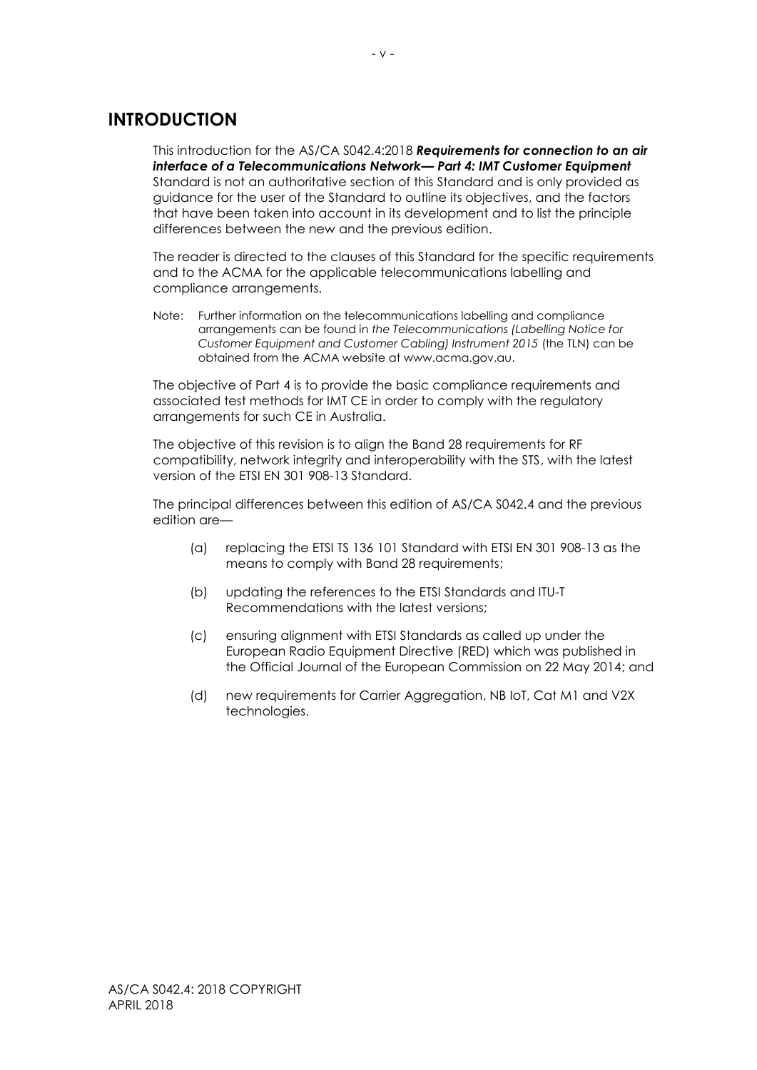# INTRODUCTION

This introduction for the AS/CA S042.4:2018 ***Requirements for connection to an air interface of a Telecommunications Network— Part 4: IMT Customer Equipment*** Standard is not an authoritative section of this Standard and is only provided as guidance for the user of the Standard to outline its objectives, and the factors that have been taken into account in its development and to list the principle differences between the new and the previous edition.

The reader is directed to the clauses of this Standard for the specific requirements and to the ACMA for the applicable telecommunications labelling and compliance arrangements.

Note: Further information on the telecommunications labelling and compliance arrangements can be found in *the Telecommunications (Labelling Notice for Customer Equipment and Customer Cabling) Instrument 2015* (the TLN) can be obtained from the ACMA website at www.acma.gov.au.

The objective of Part 4 is to provide the basic compliance requirements and associated test methods for IMT CE in order to comply with the regulatory arrangements for such CE in Australia.

The objective of this revision is to align the Band 28 requirements for RF compatibility, network integrity and interoperability with the STS, with the latest version of the ETSI EN 301 908-13 Standard.

The principal differences between this edition of AS/CA S042.4 and the previous edition are—

(a) replacing the ETSI TS 136 101 Standard with ETSI EN 301 908-13 as the means to comply with Band 28 requirements;

(b) updating the references to the ETSI Standards and ITU-T Recommendations with the latest versions;

(c) ensuring alignment with ETSI Standards as called up under the European Radio Equipment Directive (RED) which was published in the Official Journal of the European Commission on 22 May 2014; and

(d) new requirements for Carrier Aggregation, NB IoT, Cat M1 and V2X technologies.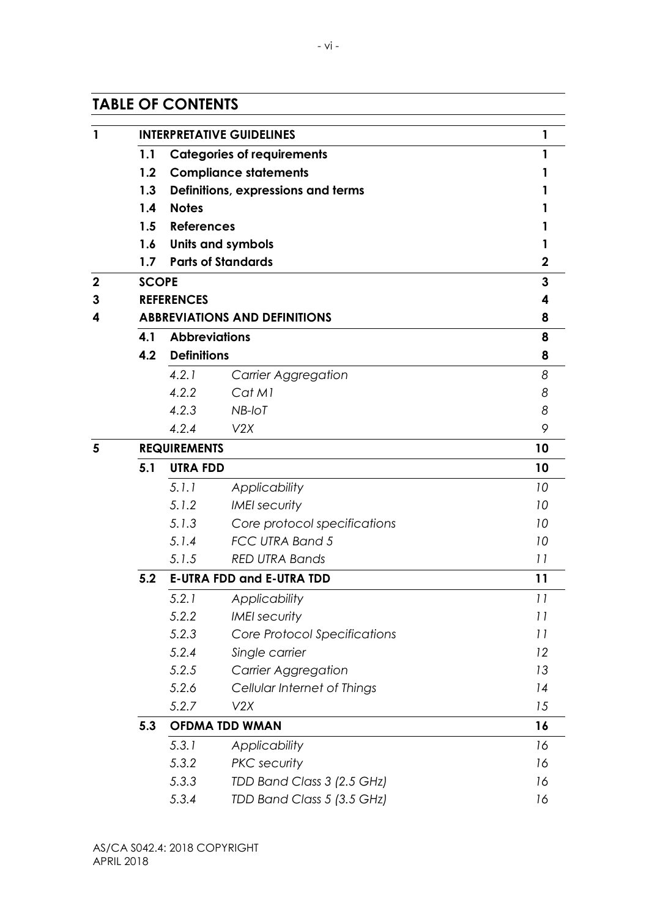## TABLE OF CONTENTS

| | | | | |
|---|---|---|---|---|
| **1** | **INTERPRETATIVE GUIDELINES** | | | **1** |
| | **1.1** | **Categories of requirements** | | **1** |
| | **1.2** | **Compliance statements** | | **1** |
| | **1.3** | **Definitions, expressions and terms** | | **1** |
| | **1.4** | **Notes** | | **1** |
| | **1.5** | **References** | | **1** |
| | **1.6** | **Units and symbols** | | **1** |
| | **1.7** | **Parts of Standards** | | **2** |
| **2** | **SCOPE** | | | **3** |
| **3** | **REFERENCES** | | | **4** |
| **4** | **ABBREVIATIONS AND DEFINITIONS** | | | **8** |
| | **4.1** | **Abbreviations** | | **8** |
| | **4.2** | **Definitions** | | **8** |
| | | *4.2.1* | *Carrier Aggregation* | *8* |
| | | *4.2.2* | *Cat M1* | *8* |
| | | *4.2.3* | *NB-IoT* | *8* |
| | | *4.2.4* | *V2X* | *9* |
| **5** | **REQUIREMENTS** | | | **10** |
| | **5.1** | **UTRA FDD** | | **10** |
| | | *5.1.1* | *Applicability* | *10* |
| | | *5.1.2* | *IMEI security* | *10* |
| | | *5.1.3* | *Core protocol specifications* | *10* |
| | | *5.1.4* | *FCC UTRA Band 5* | *10* |
| | | *5.1.5* | *RED UTRA Bands* | *11* |
| | **5.2** | **E-UTRA FDD and E-UTRA TDD** | | **11** |
| | | *5.2.1* | *Applicability* | *11* |
| | | *5.2.2* | *IMEI security* | *11* |
| | | *5.2.3* | *Core Protocol Specifications* | *11* |
| | | *5.2.4* | *Single carrier* | *12* |
| | | *5.2.5* | *Carrier Aggregation* | *13* |
| | | *5.2.6* | *Cellular Internet of Things* | *14* |
| | | *5.2.7* | *V2X* | *15* |
| | **5.3** | **OFDMA TDD WMAN** | | **16** |
| | | *5.3.1* | *Applicability* | *16* |
| | | *5.3.2* | *PKC security* | *16* |
| | | *5.3.3* | *TDD Band Class 3 (2.5 GHz)* | *16* |
| | | *5.3.4* | *TDD Band Class 5 (3.5 GHz)* | *16* |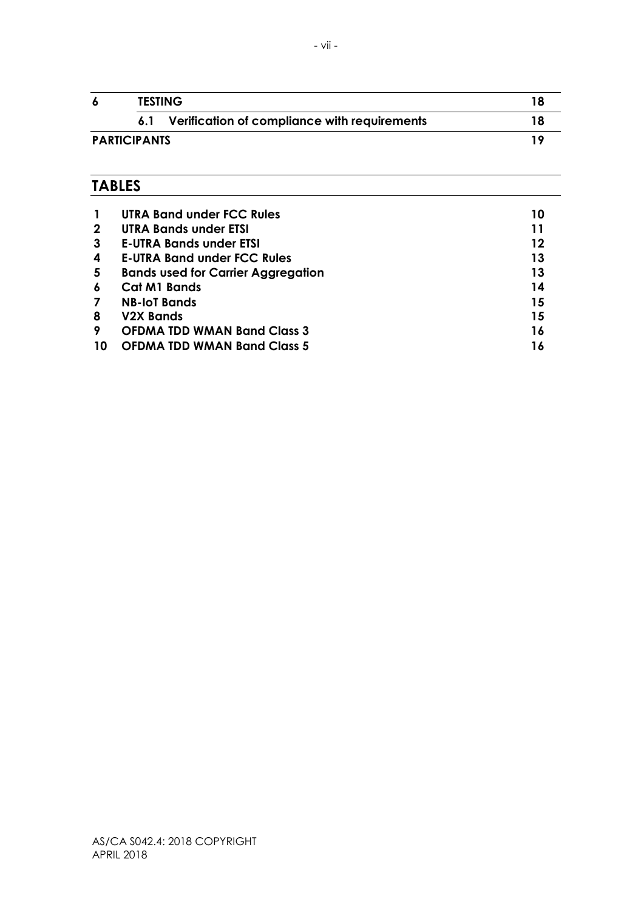| | | |
|---|---|---|
| **6** | **TESTING** | **18** |
| | **6.1 Verification of compliance with requirements** | **18** |
| **PARTICIPANTS** | | **19** |

## TABLES

| | | |
|---|---|---|
| **1** | **UTRA Band under FCC Rules** | **10** |
| **2** | **UTRA Bands under ETSI** | **11** |
| **3** | **E-UTRA Bands under ETSI** | **12** |
| **4** | **E-UTRA Band under FCC Rules** | **13** |
| **5** | **Bands used for Carrier Aggregation** | **13** |
| **6** | **Cat M1 Bands** | **14** |
| **7** | **NB-IoT Bands** | **15** |
| **8** | **V2X Bands** | **15** |
| **9** | **OFDMA TDD WMAN Band Class 3** | **16** |
| **10** | **OFDMA TDD WMAN Band Class 5** | **16** |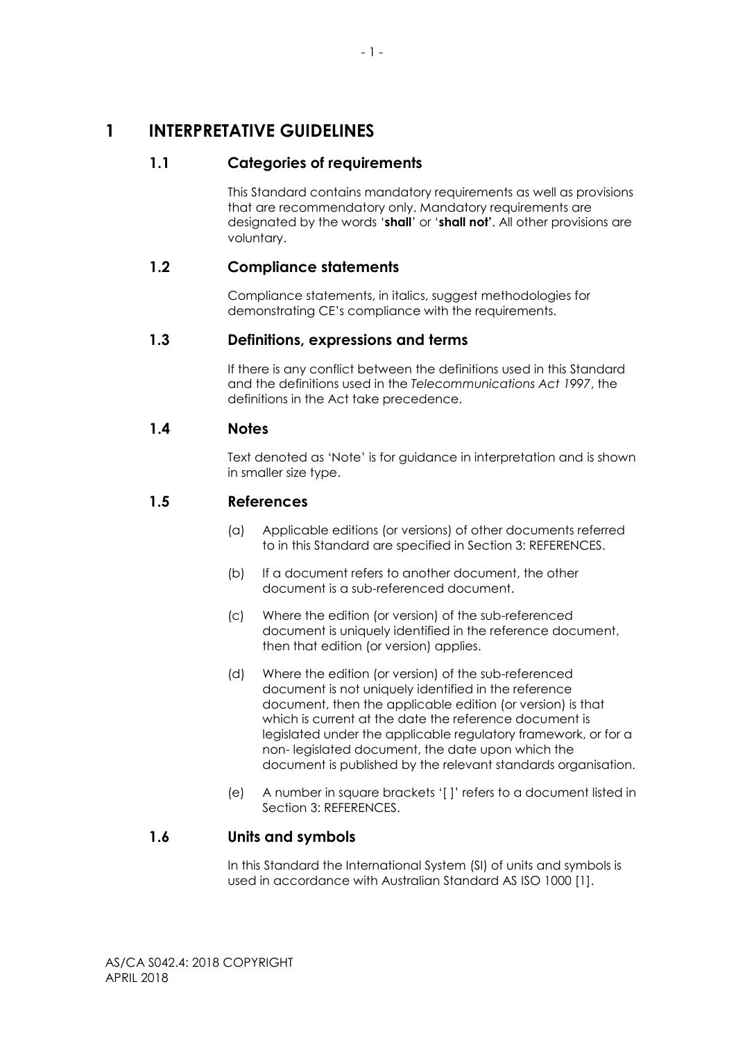# 1 INTERPRETATIVE GUIDELINES

## 1.1 Categories of requirements

This Standard contains mandatory requirements as well as provisions that are recommendatory only. Mandatory requirements are designated by the words '**shall**' or '**shall not**'. All other provisions are voluntary.

## 1.2 Compliance statements

Compliance statements, in italics, suggest methodologies for demonstrating CE's compliance with the requirements.

## 1.3 Definitions, expressions and terms

If there is any conflict between the definitions used in this Standard and the definitions used in the *Telecommunications Act 1997*, the definitions in the Act take precedence.

## 1.4 Notes

Text denoted as 'Note' is for guidance in interpretation and is shown in smaller size type.

## 1.5 References

(a) Applicable editions (or versions) of other documents referred to in this Standard are specified in Section 3: REFERENCES.

(b) If a document refers to another document, the other document is a sub-referenced document.

(c) Where the edition (or version) of the sub-referenced document is uniquely identified in the reference document, then that edition (or version) applies.

(d) Where the edition (or version) of the sub-referenced document is not uniquely identified in the reference document, then the applicable edition (or version) is that which is current at the date the reference document is legislated under the applicable regulatory framework, or for a non- legislated document, the date upon which the document is published by the relevant standards organisation.

(e) A number in square brackets '[ ]' refers to a document listed in Section 3: REFERENCES.

## 1.6 Units and symbols

In this Standard the International System (SI) of units and symbols is used in accordance with Australian Standard AS ISO 1000 [1].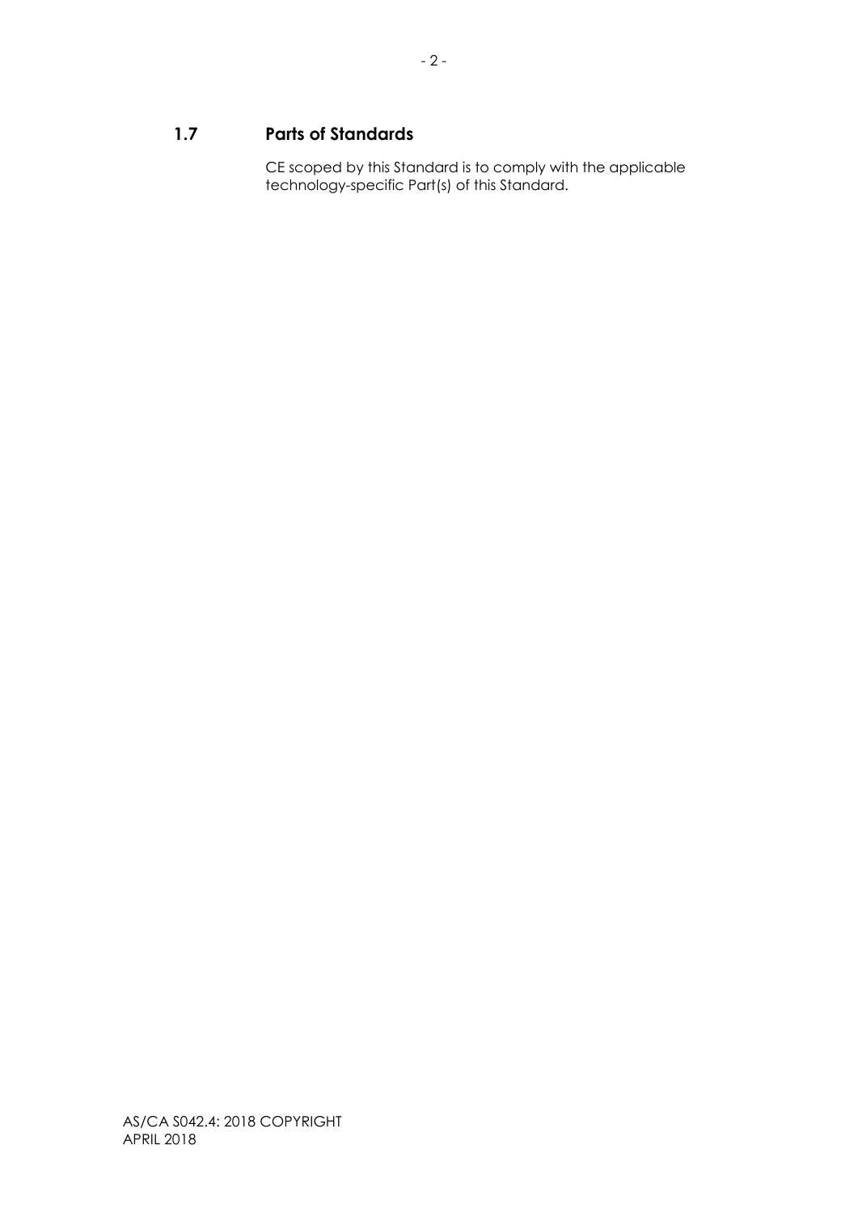## 1.7 Parts of Standards

CE scoped by this Standard is to comply with the applicable technology-specific Part(s) of this Standard.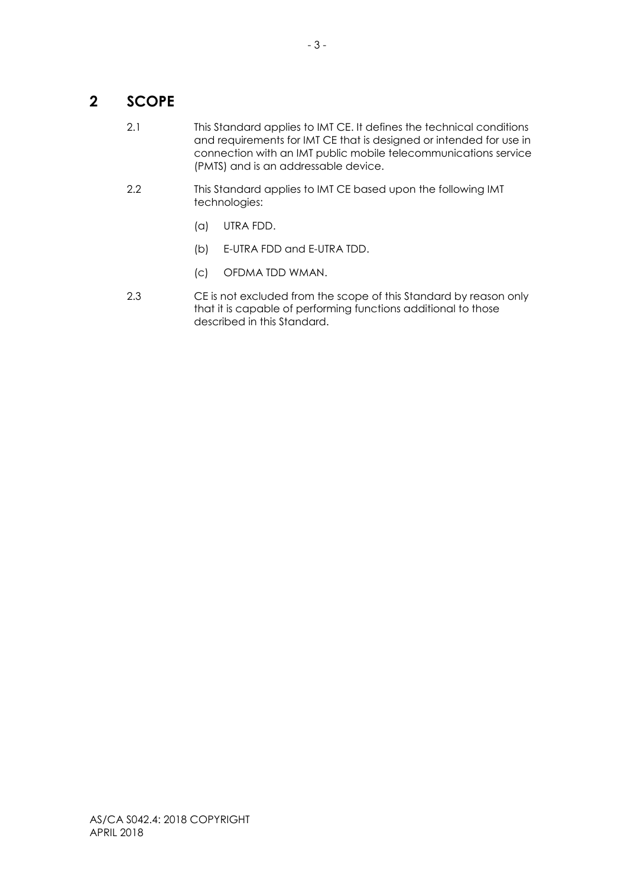# 2 SCOPE

2.1 This Standard applies to IMT CE. It defines the technical conditions and requirements for IMT CE that is designed or intended for use in connection with an IMT public mobile telecommunications service (PMTS) and is an addressable device.

2.2 This Standard applies to IMT CE based upon the following IMT technologies:

(a) UTRA FDD.

(b) E-UTRA FDD and E-UTRA TDD.

(c) OFDMA TDD WMAN.

2.3 CE is not excluded from the scope of this Standard by reason only that it is capable of performing functions additional to those described in this Standard.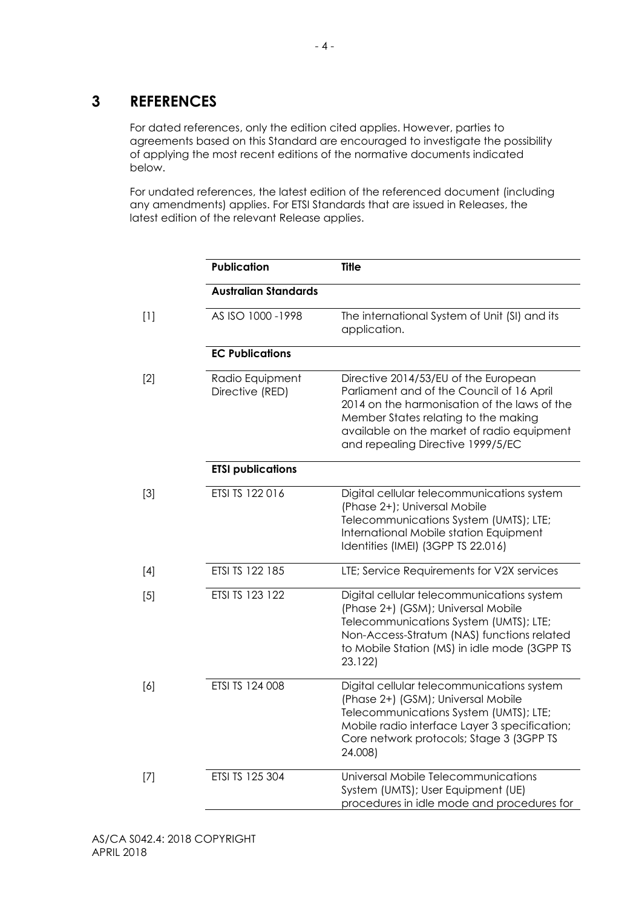# 3 REFERENCES

For dated references, only the edition cited applies. However, parties to agreements based on this Standard are encouraged to investigate the possibility of applying the most recent editions of the normative documents indicated below.

For undated references, the latest edition of the referenced document (including any amendments) applies. For ETSI Standards that are issued in Releases, the latest edition of the relevant Release applies.

| | Publication | Title |
|---|---|---|
| | **Australian Standards** | |
| [1] | AS ISO 1000 -1998 | The international System of Unit (SI) and its application. |
| | **EC Publications** | |
| [2] | Radio Equipment Directive (RED) | Directive 2014/53/EU of the European Parliament and of the Council of 16 April 2014 on the harmonisation of the laws of the Member States relating to the making available on the market of radio equipment and repealing Directive 1999/5/EC |
| | **ETSI publications** | |
| [3] | ETSI TS 122 016 | Digital cellular telecommunications system (Phase 2+); Universal Mobile Telecommunications System (UMTS); LTE; International Mobile station Equipment Identities (IMEI) (3GPP TS 22.016) |
| [4] | ETSI TS 122 185 | LTE; Service Requirements for V2X services |
| [5] | ETSI TS 123 122 | Digital cellular telecommunications system (Phase 2+) (GSM); Universal Mobile Telecommunications System (UMTS); LTE; Non-Access-Stratum (NAS) functions related to Mobile Station (MS) in idle mode (3GPP TS 23.122) |
| [6] | ETSI TS 124 008 | Digital cellular telecommunications system (Phase 2+) (GSM); Universal Mobile Telecommunications System (UMTS); LTE; Mobile radio interface Layer 3 specification; Core network protocols; Stage 3 (3GPP TS 24.008) |
| [7] | ETSI TS 125 304 | Universal Mobile Telecommunications System (UMTS); User Equipment (UE) procedures in idle mode and procedures for |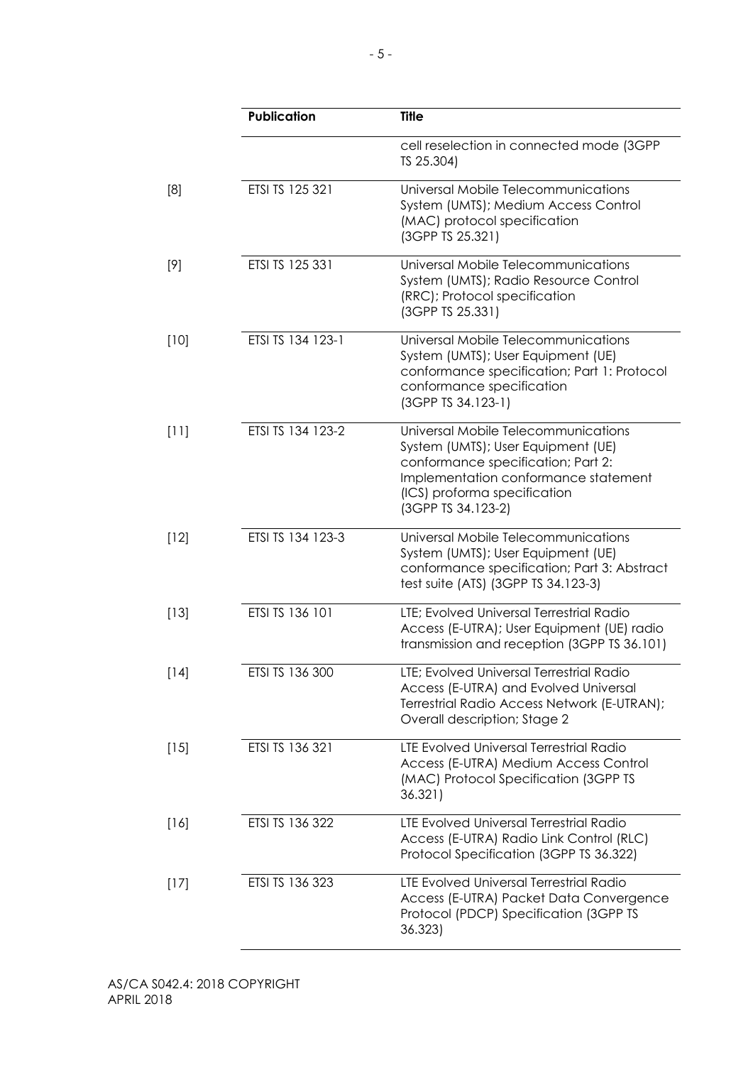| | Publication | Title |
|---|---|---|
| | | cell reselection in connected mode (3GPP TS 25.304) |
| [8] | ETSI TS 125 321 | Universal Mobile Telecommunications System (UMTS); Medium Access Control (MAC) protocol specification (3GPP TS 25.321) |
| [9] | ETSI TS 125 331 | Universal Mobile Telecommunications System (UMTS); Radio Resource Control (RRC); Protocol specification (3GPP TS 25.331) |
| [10] | ETSI TS 134 123-1 | Universal Mobile Telecommunications System (UMTS); User Equipment (UE) conformance specification; Part 1: Protocol conformance specification (3GPP TS 34.123-1) |
| [11] | ETSI TS 134 123-2 | Universal Mobile Telecommunications System (UMTS); User Equipment (UE) conformance specification; Part 2: Implementation conformance statement (ICS) proforma specification (3GPP TS 34.123-2) |
| [12] | ETSI TS 134 123-3 | Universal Mobile Telecommunications System (UMTS); User Equipment (UE) conformance specification; Part 3: Abstract test suite (ATS) (3GPP TS 34.123-3) |
| [13] | ETSI TS 136 101 | LTE; Evolved Universal Terrestrial Radio Access (E-UTRA); User Equipment (UE) radio transmission and reception (3GPP TS 36.101) |
| [14] | ETSI TS 136 300 | LTE; Evolved Universal Terrestrial Radio Access (E-UTRA) and Evolved Universal Terrestrial Radio Access Network (E-UTRAN); Overall description; Stage 2 |
| [15] | ETSI TS 136 321 | LTE Evolved Universal Terrestrial Radio Access (E-UTRA) Medium Access Control (MAC) Protocol Specification (3GPP TS 36.321) |
| [16] | ETSI TS 136 322 | LTE Evolved Universal Terrestrial Radio Access (E-UTRA) Radio Link Control (RLC) Protocol Specification (3GPP TS 36.322) |
| [17] | ETSI TS 136 323 | LTE Evolved Universal Terrestrial Radio Access (E-UTRA) Packet Data Convergence Protocol (PDCP) Specification (3GPP TS 36.323) |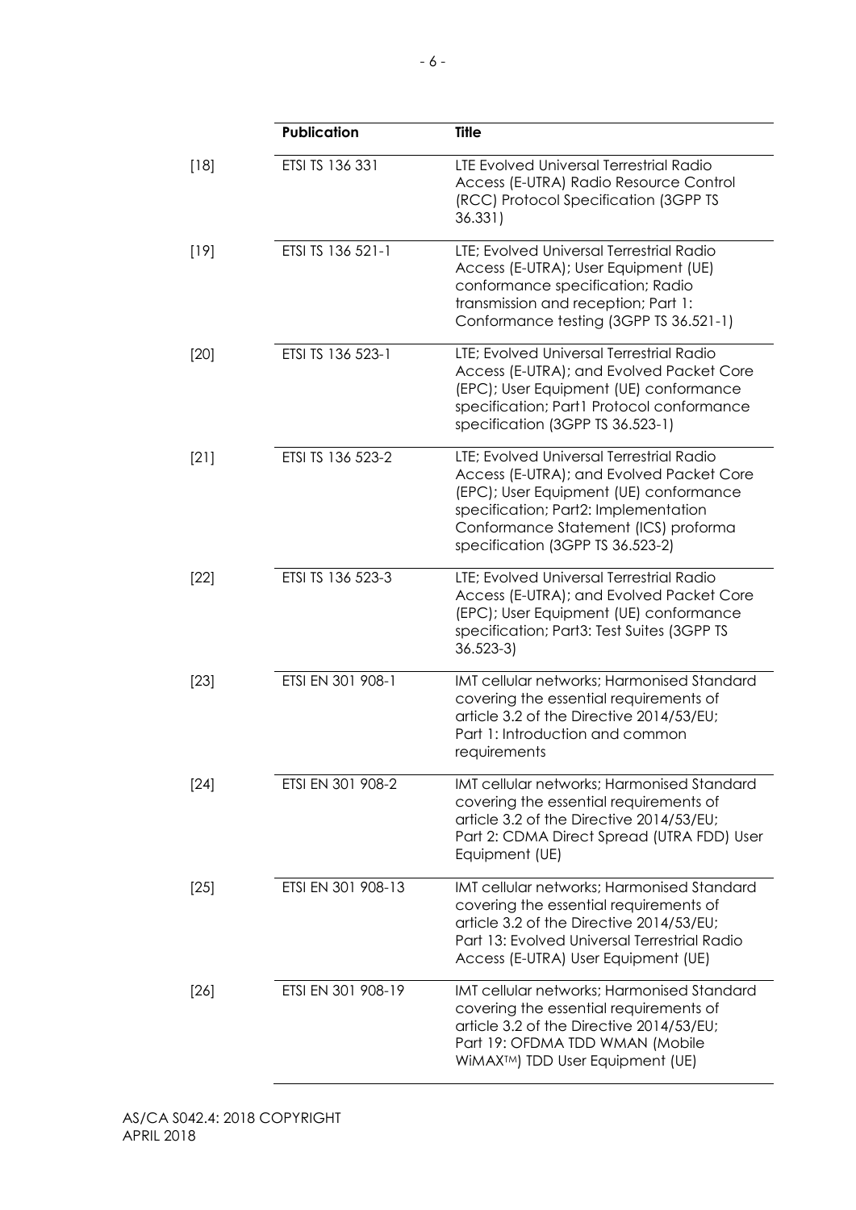|  | Publication | Title |
| --- | --- | --- |
| [18] | ETSI TS 136 331 | LTE Evolved Universal Terrestrial Radio Access (E-UTRA) Radio Resource Control (RCC) Protocol Specification (3GPP TS 36.331) |
| [19] | ETSI TS 136 521-1 | LTE; Evolved Universal Terrestrial Radio Access (E-UTRA); User Equipment (UE) conformance specification; Radio transmission and reception; Part 1: Conformance testing (3GPP TS 36.521-1) |
| [20] | ETSI TS 136 523-1 | LTE; Evolved Universal Terrestrial Radio Access (E-UTRA); and Evolved Packet Core (EPC); User Equipment (UE) conformance specification; Part1 Protocol conformance specification (3GPP TS 36.523-1) |
| [21] | ETSI TS 136 523-2 | LTE; Evolved Universal Terrestrial Radio Access (E-UTRA); and Evolved Packet Core (EPC); User Equipment (UE) conformance specification; Part2: Implementation Conformance Statement (ICS) proforma specification (3GPP TS 36.523-2) |
| [22] | ETSI TS 136 523-3 | LTE; Evolved Universal Terrestrial Radio Access (E-UTRA); and Evolved Packet Core (EPC); User Equipment (UE) conformance specification; Part3: Test Suites (3GPP TS 36.523-3) |
| [23] | ETSI EN 301 908-1 | IMT cellular networks; Harmonised Standard covering the essential requirements of article 3.2 of the Directive 2014/53/EU; Part 1: Introduction and common requirements |
| [24] | ETSI EN 301 908-2 | IMT cellular networks; Harmonised Standard covering the essential requirements of article 3.2 of the Directive 2014/53/EU; Part 2: CDMA Direct Spread (UTRA FDD) User Equipment (UE) |
| [25] | ETSI EN 301 908-13 | IMT cellular networks; Harmonised Standard covering the essential requirements of article 3.2 of the Directive 2014/53/EU; Part 13: Evolved Universal Terrestrial Radio Access (E-UTRA) User Equipment (UE) |
| [26] | ETSI EN 301 908-19 | IMT cellular networks; Harmonised Standard covering the essential requirements of article 3.2 of the Directive 2014/53/EU; Part 19: OFDMA TDD WMAN (Mobile WiMAX™) TDD User Equipment (UE) |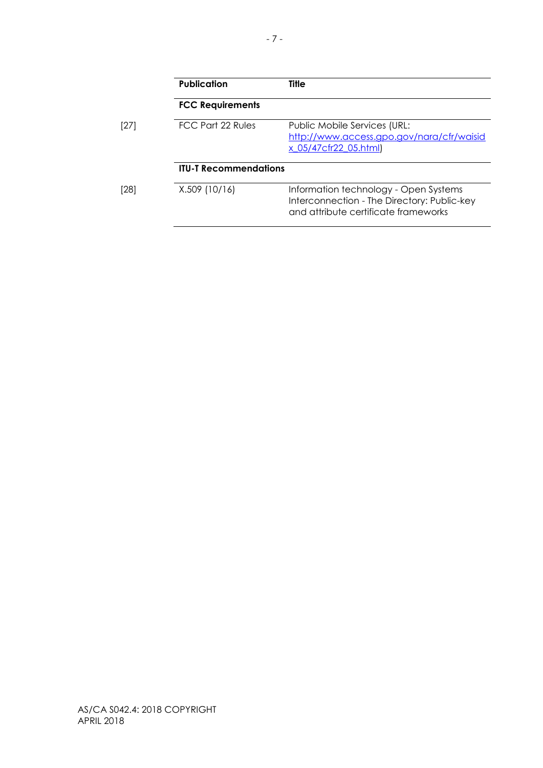| | Publication | Title |
|---|---|---|
| | **FCC Requirements** | |
| [27] | FCC Part 22 Rules | Public Mobile Services (URL: [http://www.access.gpo.gov/nara/cfr/waisidx_05/47cfr22_05.html](http://www.access.gpo.gov/nara/cfr/waisidx_05/47cfr22_05.html)) |
| | **ITU-T Recommendations** | |
| [28] | X.509 (10/16) | Information technology - Open Systems Interconnection - The Directory: Public-key and attribute certificate frameworks |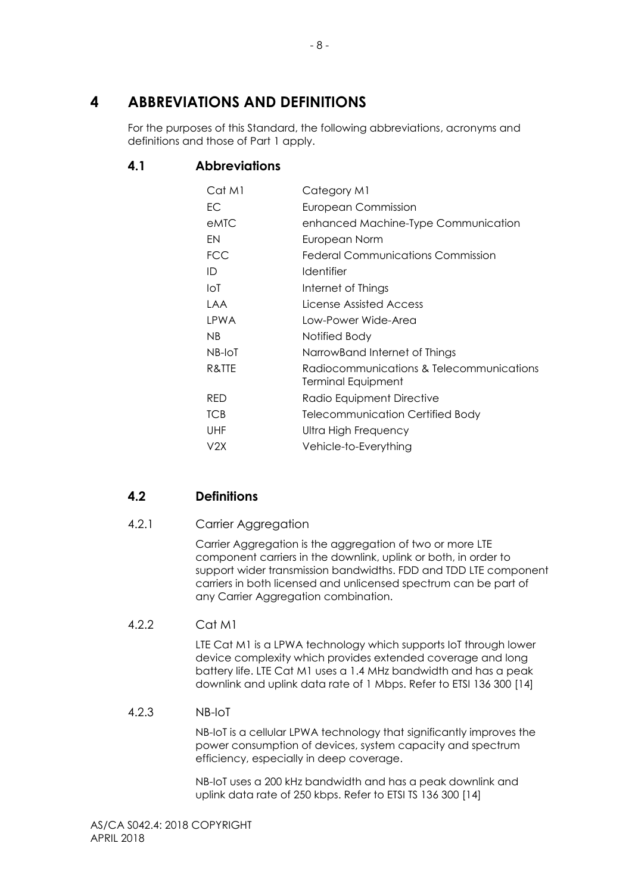# 4 ABBREVIATIONS AND DEFINITIONS

For the purposes of this Standard, the following abbreviations, acronyms and definitions and those of Part 1 apply.

## 4.1 Abbreviations

| | |
|---|---|
| Cat M1 | Category M1 |
| EC | European Commission |
| eMTC | enhanced Machine-Type Communication |
| EN | European Norm |
| FCC | Federal Communications Commission |
| ID | Identifier |
| IoT | Internet of Things |
| LAA | License Assisted Access |
| LPWA | Low-Power Wide-Area |
| NB | Notified Body |
| NB-IoT | NarrowBand Internet of Things |
| R&TTE | Radiocommunications & Telecommunications Terminal Equipment |
| RED | Radio Equipment Directive |
| TCB | Telecommunication Certified Body |
| UHF | Ultra High Frequency |
| V2X | Vehicle-to-Everything |

## 4.2 Definitions

### 4.2.1 Carrier Aggregation

Carrier Aggregation is the aggregation of two or more LTE component carriers in the downlink, uplink or both, in order to support wider transmission bandwidths. FDD and TDD LTE component carriers in both licensed and unlicensed spectrum can be part of any Carrier Aggregation combination.

### 4.2.2 Cat M1

LTE Cat M1 is a LPWA technology which supports IoT through lower device complexity which provides extended coverage and long battery life. LTE Cat M1 uses a 1.4 MHz bandwidth and has a peak downlink and uplink data rate of 1 Mbps. Refer to ETSI 136 300 [14]

### 4.2.3 NB-IoT

NB-IoT is a cellular LPWA technology that significantly improves the power consumption of devices, system capacity and spectrum efficiency, especially in deep coverage.

NB-IoT uses a 200 kHz bandwidth and has a peak downlink and uplink data rate of 250 kbps. Refer to ETSI TS 136 300 [14]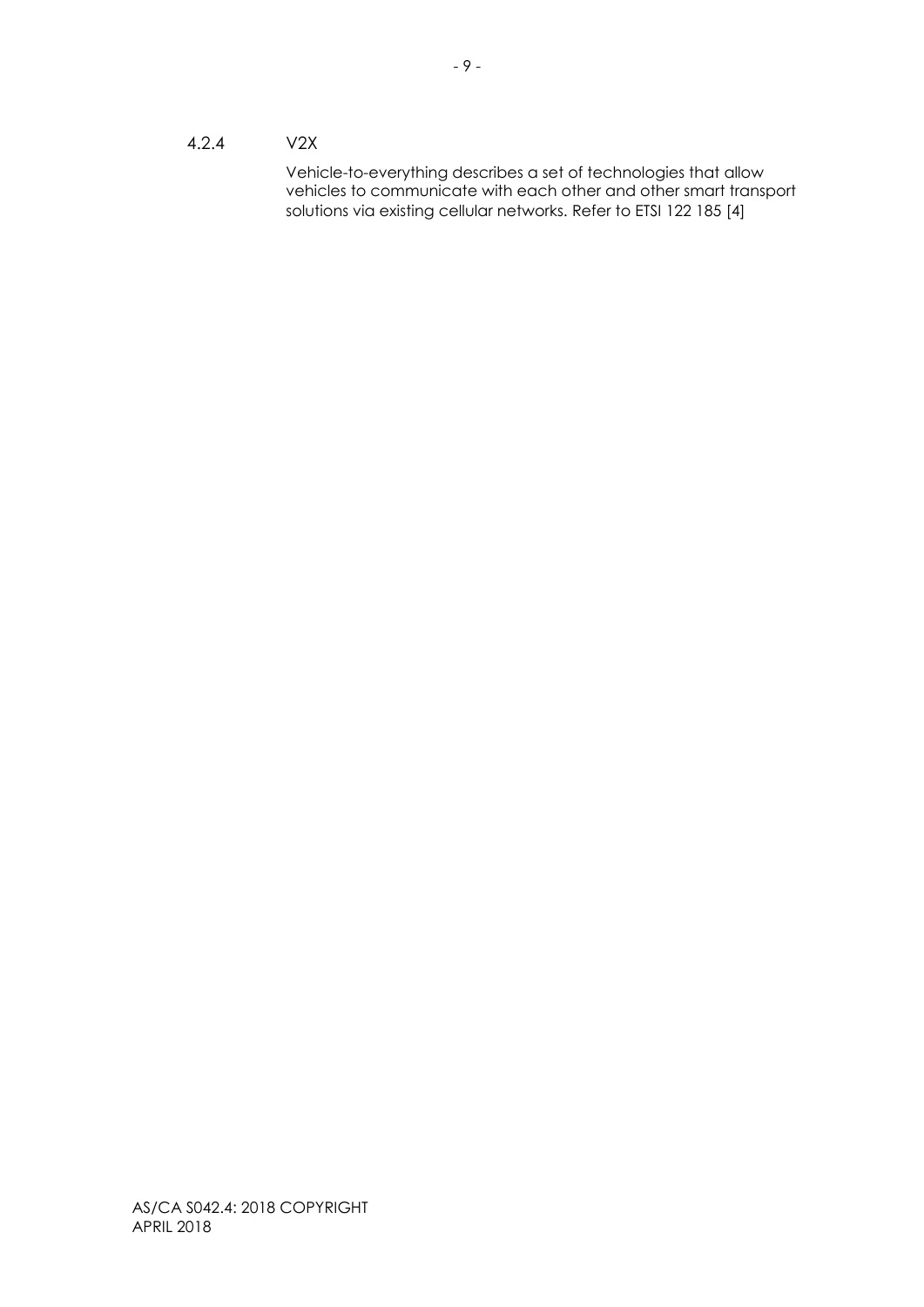### 4.2.4 V2X

Vehicle-to-everything describes a set of technologies that allow vehicles to communicate with each other and other smart transport solutions via existing cellular networks. Refer to ETSI 122 185 [4]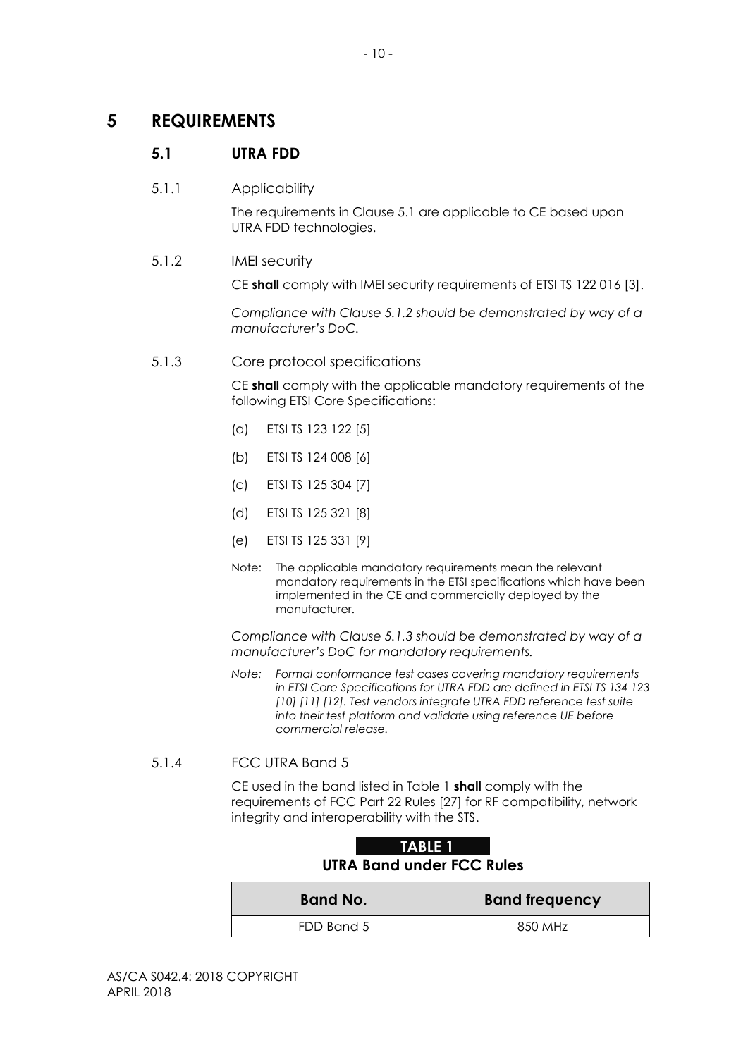# 5 REQUIREMENTS

## 5.1 UTRA FDD

### 5.1.1 Applicability

The requirements in Clause 5.1 are applicable to CE based upon UTRA FDD technologies.

### 5.1.2 IMEI security

CE **shall** comply with IMEI security requirements of ETSI TS 122 016 [3].

*Compliance with Clause 5.1.2 should be demonstrated by way of a manufacturer's DoC.*

### 5.1.3 Core protocol specifications

CE **shall** comply with the applicable mandatory requirements of the following ETSI Core Specifications:

(a) ETSI TS 123 122 [5]

(b) ETSI TS 124 008 [6]

(c) ETSI TS 125 304 [7]

(d) ETSI TS 125 321 [8]

(e) ETSI TS 125 331 [9]

Note: The applicable mandatory requirements mean the relevant mandatory requirements in the ETSI specifications which have been implemented in the CE and commercially deployed by the manufacturer.

*Compliance with Clause 5.1.3 should be demonstrated by way of a manufacturer's DoC for mandatory requirements.*

*Note: Formal conformance test cases covering mandatory requirements in ETSI Core Specifications for UTRA FDD are defined in ETSI TS 134 123 [10] [11] [12]. Test vendors integrate UTRA FDD reference test suite into their test platform and validate using reference UE before commercial release.*

### 5.1.4 FCC UTRA Band 5

CE used in the band listed in Table 1 **shall** comply with the requirements of FCC Part 22 Rules [27] for RF compatibility, network integrity and interoperability with the STS.

**TABLE 1**
**UTRA Band under FCC Rules**

| Band No. | Band frequency |
|---|---|
| FDD Band 5 | 850 MHz |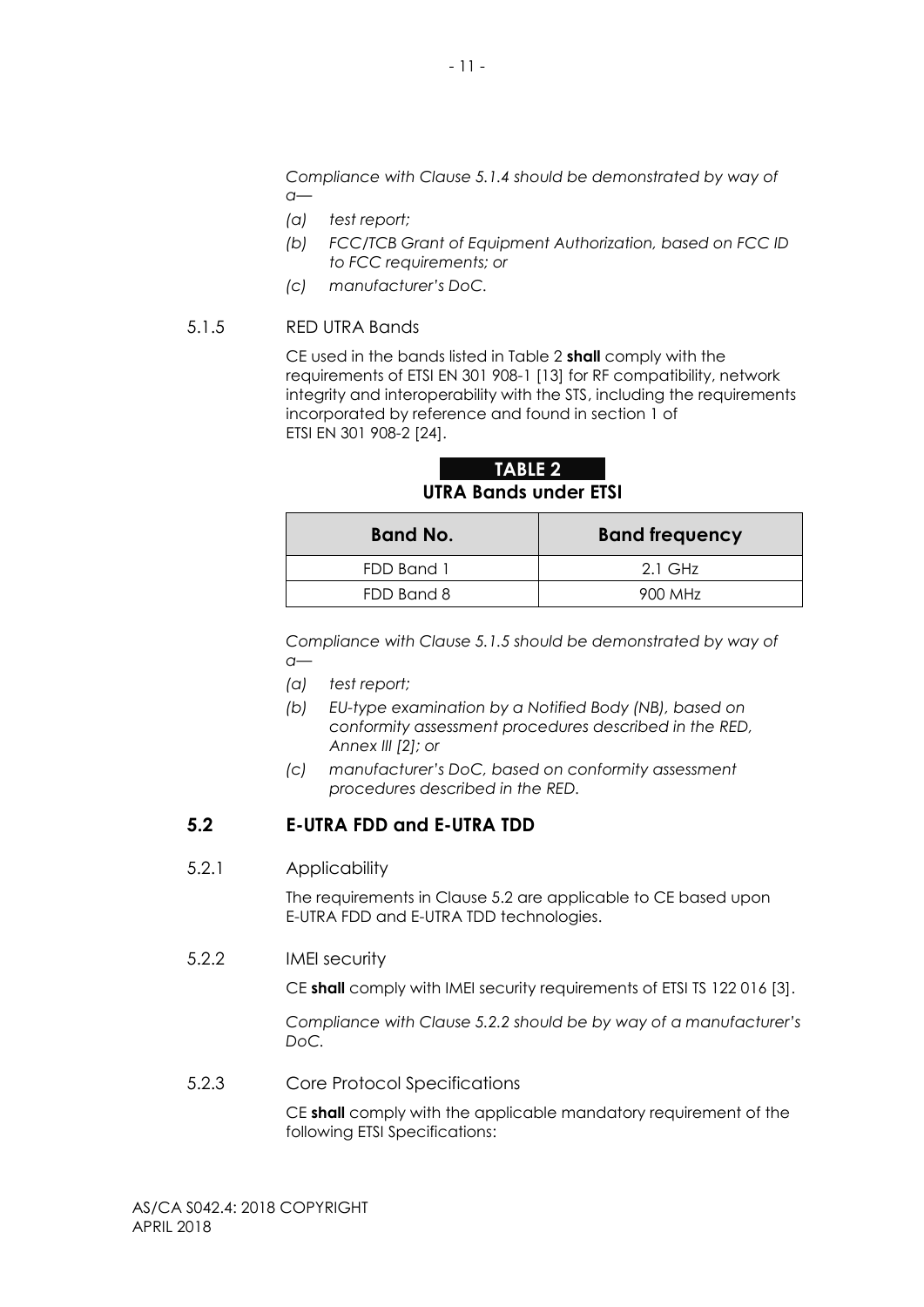*Compliance with Clause 5.1.4 should be demonstrated by way of a—*

*(a) test report;*

*(b) FCC/TCB Grant of Equipment Authorization, based on FCC ID to FCC requirements; or*

*(c) manufacturer's DoC.*

5.1.5 RED UTRA Bands

CE used in the bands listed in Table 2 **shall** comply with the requirements of ETSI EN 301 908-1 [13] for RF compatibility, network integrity and interoperability with the STS, including the requirements incorporated by reference and found in section 1 of ETSI EN 301 908-2 [24].

**TABLE 2**

**UTRA Bands under ETSI**

| Band No. | Band frequency |
|---|---|
| FDD Band 1 | 2.1 GHz |
| FDD Band 8 | 900 MHz |

*Compliance with Clause 5.1.5 should be demonstrated by way of a—*

*(a) test report;*

*(b) EU-type examination by a Notified Body (NB), based on conformity assessment procedures described in the RED, Annex III [2]; or*

*(c) manufacturer's DoC, based on conformity assessment procedures described in the RED.*

## 5.2 E-UTRA FDD and E-UTRA TDD

5.2.1 Applicability

The requirements in Clause 5.2 are applicable to CE based upon E-UTRA FDD and E-UTRA TDD technologies.

5.2.2 IMEI security

CE **shall** comply with IMEI security requirements of ETSI TS 122 016 [3].

*Compliance with Clause 5.2.2 should be by way of a manufacturer's DoC.*

5.2.3 Core Protocol Specifications

CE **shall** comply with the applicable mandatory requirement of the following ETSI Specifications: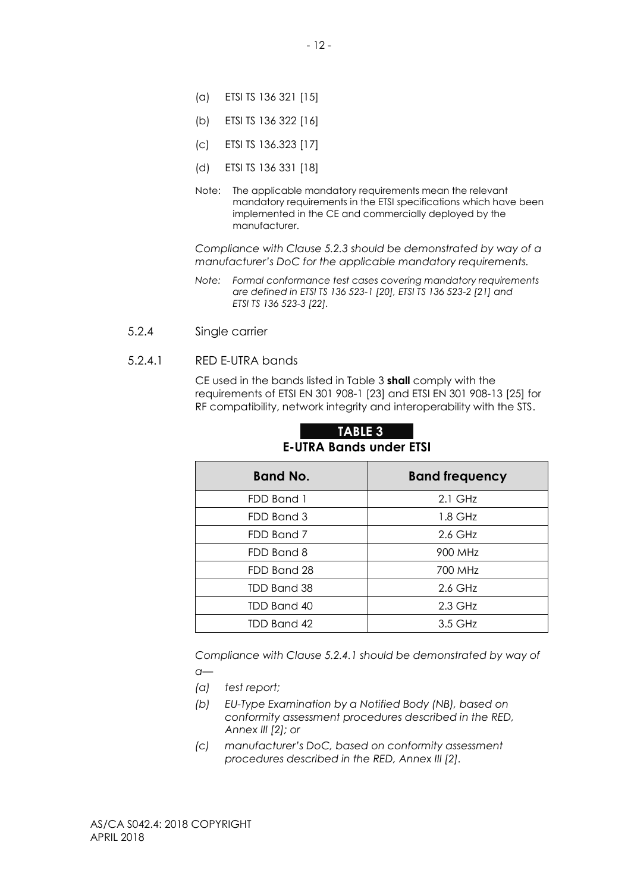(a) ETSI TS 136 321 [15]

(b) ETSI TS 136 322 [16]

(c) ETSI TS 136.323 [17]

(d) ETSI TS 136 331 [18]

Note: The applicable mandatory requirements mean the relevant mandatory requirements in the ETSI specifications which have been implemented in the CE and commercially deployed by the manufacturer.

*Compliance with Clause 5.2.3 should be demonstrated by way of a manufacturer's DoC for the applicable mandatory requirements.*

*Note: Formal conformance test cases covering mandatory requirements are defined in ETSI TS 136 523-1 [20], ETSI TS 136 523-2 [21] and ETSI TS 136 523-3 [22].*

### 5.2.4 Single carrier

#### 5.2.4.1 RED E-UTRA bands

CE used in the bands listed in Table 3 **shall** comply with the requirements of ETSI EN 301 908-1 [23] and ETSI EN 301 908-13 [25] for RF compatibility, network integrity and interoperability with the STS.

**TABLE 3**
**E-UTRA Bands under ETSI**

| Band No. | Band frequency |
|---|---|
| FDD Band 1 | 2.1 GHz |
| FDD Band 3 | 1.8 GHz |
| FDD Band 7 | 2.6 GHz |
| FDD Band 8 | 900 MHz |
| FDD Band 28 | 700 MHz |
| TDD Band 38 | 2.6 GHz |
| TDD Band 40 | 2.3 GHz |
| TDD Band 42 | 3.5 GHz |

*Compliance with Clause 5.2.4.1 should be demonstrated by way of a—*

*(a) test report;*

*(b) EU-Type Examination by a Notified Body (NB), based on conformity assessment procedures described in the RED, Annex III [2]; or*

*(c) manufacturer's DoC, based on conformity assessment procedures described in the RED, Annex III [2].*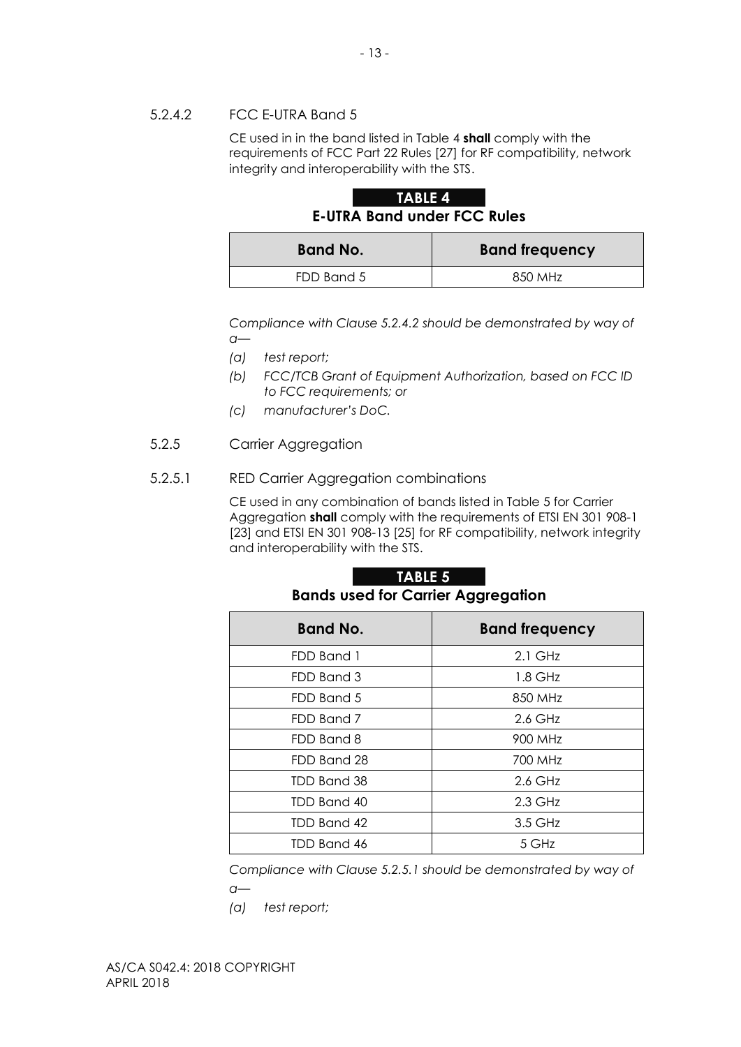#### 5.2.4.2 FCC E-UTRA Band 5

CE used in in the band listed in Table 4 **shall** comply with the requirements of FCC Part 22 Rules [27] for RF compatibility, network integrity and interoperability with the STS.

**TABLE 4**
**E-UTRA Band under FCC Rules**

| Band No. | Band frequency |
| --- | --- |
| FDD Band 5 | 850 MHz |

*Compliance with Clause 5.2.4.2 should be demonstrated by way of a—*

*(a) test report;*

*(b) FCC/TCB Grant of Equipment Authorization, based on FCC ID to FCC requirements; or*

*(c) manufacturer's DoC.*

### 5.2.5 Carrier Aggregation

#### 5.2.5.1 RED Carrier Aggregation combinations

CE used in any combination of bands listed in Table 5 for Carrier Aggregation **shall** comply with the requirements of ETSI EN 301 908-1 [23] and ETSI EN 301 908-13 [25] for RF compatibility, network integrity and interoperability with the STS.

**TABLE 5**
**Bands used for Carrier Aggregation**

| Band No. | Band frequency |
| --- | --- |
| FDD Band 1 | 2.1 GHz |
| FDD Band 3 | 1.8 GHz |
| FDD Band 5 | 850 MHz |
| FDD Band 7 | 2.6 GHz |
| FDD Band 8 | 900 MHz |
| FDD Band 28 | 700 MHz |
| TDD Band 38 | 2.6 GHz |
| TDD Band 40 | 2.3 GHz |
| TDD Band 42 | 3.5 GHz |
| TDD Band 46 | 5 GHz |

*Compliance with Clause 5.2.5.1 should be demonstrated by way of a—*

*(a) test report;*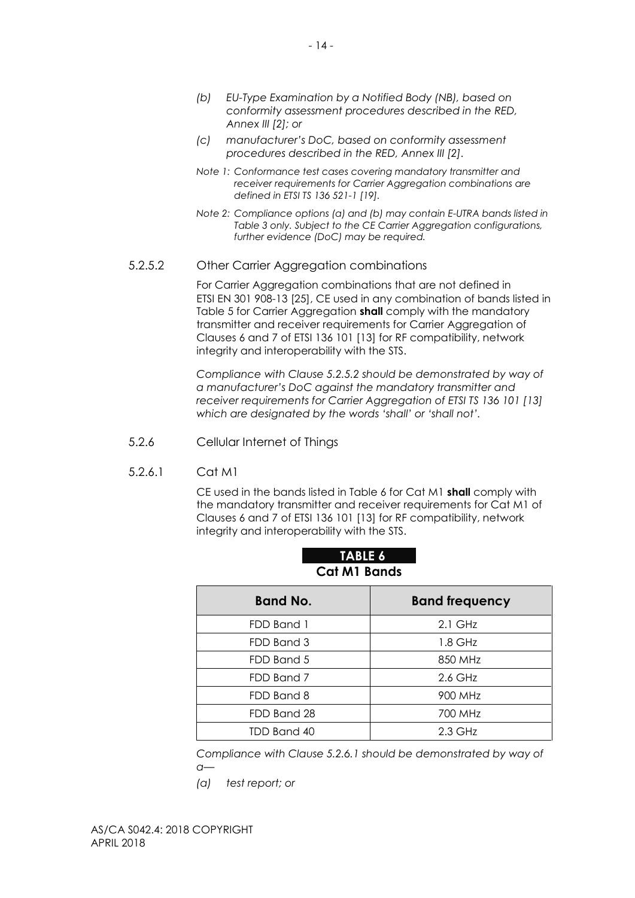*(b) EU-Type Examination by a Notified Body (NB), based on conformity assessment procedures described in the RED, Annex III [2]; or*

*(c) manufacturer's DoC, based on conformity assessment procedures described in the RED, Annex III [2].*

*Note 1: Conformance test cases covering mandatory transmitter and receiver requirements for Carrier Aggregation combinations are defined in ETSI TS 136 521-1 [19].*

*Note 2: Compliance options (a) and (b) may contain E-UTRA bands listed in Table 3 only. Subject to the CE Carrier Aggregation configurations, further evidence (DoC) may be required.*

#### 5.2.5.2 Other Carrier Aggregation combinations

For Carrier Aggregation combinations that are not defined in ETSI EN 301 908-13 [25], CE used in any combination of bands listed in Table 5 for Carrier Aggregation **shall** comply with the mandatory transmitter and receiver requirements for Carrier Aggregation of Clauses 6 and 7 of ETSI 136 101 [13] for RF compatibility, network integrity and interoperability with the STS.

*Compliance with Clause 5.2.5.2 should be demonstrated by way of a manufacturer's DoC against the mandatory transmitter and receiver requirements for Carrier Aggregation of ETSI TS 136 101 [13] which are designated by the words 'shall' or 'shall not'.*

### 5.2.6 Cellular Internet of Things

#### 5.2.6.1 Cat M1

CE used in the bands listed in Table 6 for Cat M1 **shall** comply with the mandatory transmitter and receiver requirements for Cat M1 of Clauses 6 and 7 of ETSI 136 101 [13] for RF compatibility, network integrity and interoperability with the STS.

**TABLE 6**
**Cat M1 Bands**

| Band No. | Band frequency |
|---|---|
| FDD Band 1 | 2.1 GHz |
| FDD Band 3 | 1.8 GHz |
| FDD Band 5 | 850 MHz |
| FDD Band 7 | 2.6 GHz |
| FDD Band 8 | 900 MHz |
| FDD Band 28 | 700 MHz |
| TDD Band 40 | 2.3 GHz |

*Compliance with Clause 5.2.6.1 should be demonstrated by way of a—*

*(a) test report; or*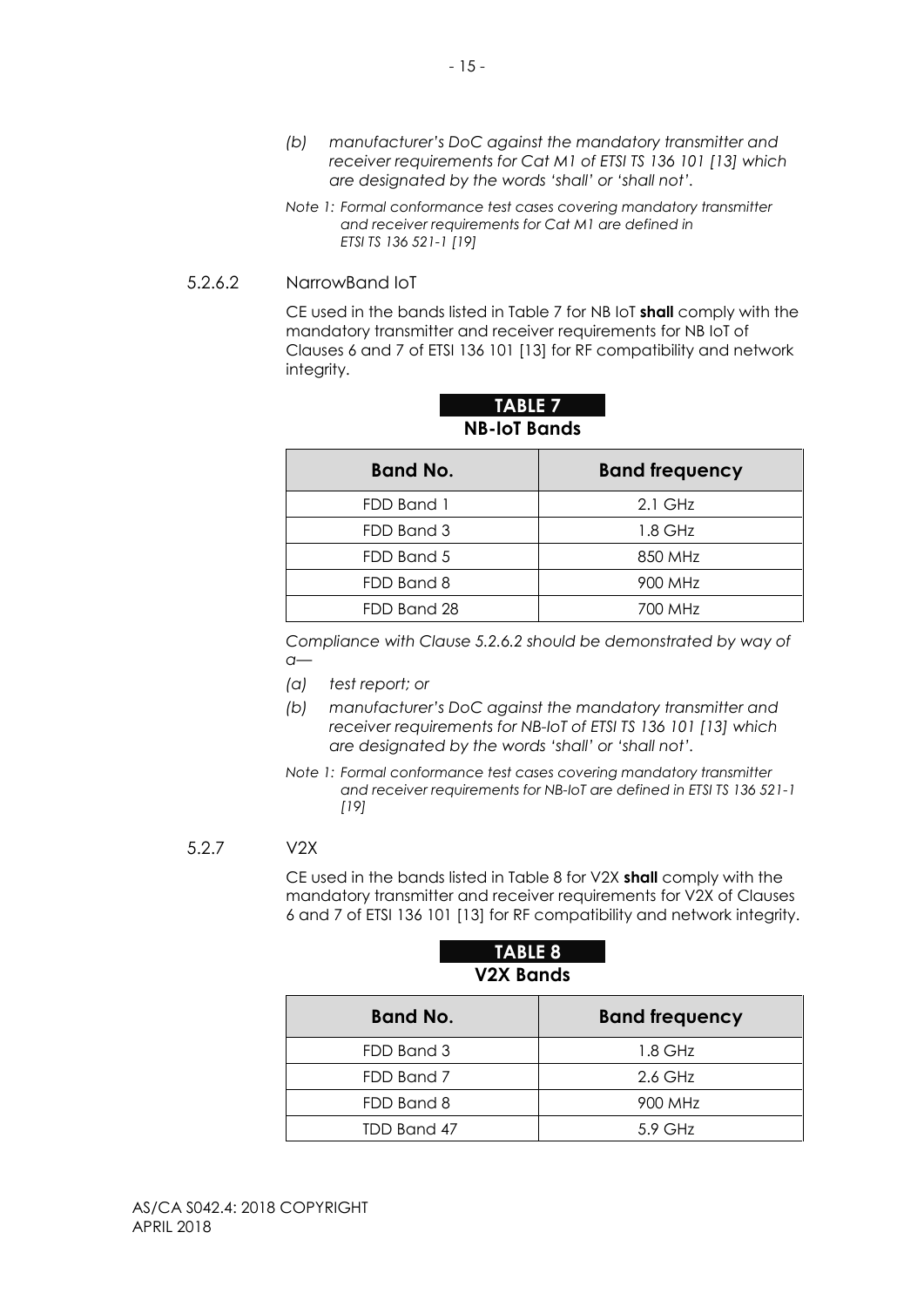*(b) manufacturer's DoC against the mandatory transmitter and receiver requirements for Cat M1 of ETSI TS 136 101 [13] which are designated by the words 'shall' or 'shall not'.*

*Note 1: Formal conformance test cases covering mandatory transmitter and receiver requirements for Cat M1 are defined in ETSI TS 136 521-1 [19]*

### 5.2.6.2 NarrowBand IoT

CE used in the bands listed in Table 7 for NB IoT **shall** comply with the mandatory transmitter and receiver requirements for NB IoT of Clauses 6 and 7 of ETSI 136 101 [13] for RF compatibility and network integrity.

**TABLE 7**
**NB-IoT Bands**

| Band No. | Band frequency |
|---|---|
| FDD Band 1 | 2.1 GHz |
| FDD Band 3 | 1.8 GHz |
| FDD Band 5 | 850 MHz |
| FDD Band 8 | 900 MHz |
| FDD Band 28 | 700 MHz |

*Compliance with Clause 5.2.6.2 should be demonstrated by way of a—*

*(a) test report; or*

*(b) manufacturer's DoC against the mandatory transmitter and receiver requirements for NB-IoT of ETSI TS 136 101 [13] which are designated by the words 'shall' or 'shall not'.*

*Note 1: Formal conformance test cases covering mandatory transmitter and receiver requirements for NB-IoT are defined in ETSI TS 136 521-1 [19]*

### 5.2.7 V2X

CE used in the bands listed in Table 8 for V2X **shall** comply with the mandatory transmitter and receiver requirements for V2X of Clauses 6 and 7 of ETSI 136 101 [13] for RF compatibility and network integrity.

**TABLE 8**
**V2X Bands**

| Band No. | Band frequency |
|---|---|
| FDD Band 3 | 1.8 GHz |
| FDD Band 7 | 2.6 GHz |
| FDD Band 8 | 900 MHz |
| TDD Band 47 | 5.9 GHz |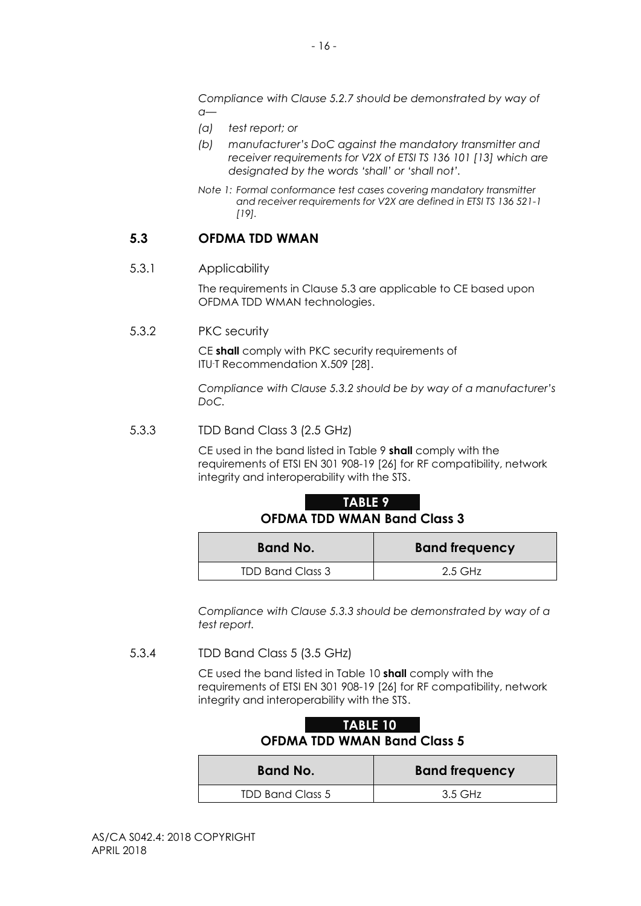*Compliance with Clause 5.2.7 should be demonstrated by way of a—*

*(a) test report; or*

*(b) manufacturer's DoC against the mandatory transmitter and receiver requirements for V2X of ETSI TS 136 101 [13] which are designated by the words 'shall' or 'shall not'.*

*Note 1: Formal conformance test cases covering mandatory transmitter and receiver requirements for V2X are defined in ETSI TS 136 521-1 [19].*

## 5.3 OFDMA TDD WMAN

### 5.3.1 Applicability

The requirements in Clause 5.3 are applicable to CE based upon OFDMA TDD WMAN technologies.

### 5.3.2 PKC security

CE **shall** comply with PKC security requirements of ITU-T Recommendation X.509 [28].

*Compliance with Clause 5.3.2 should be by way of a manufacturer's DoC.*

### 5.3.3 TDD Band Class 3 (2.5 GHz)

CE used in the band listed in Table 9 **shall** comply with the requirements of ETSI EN 301 908-19 [26] for RF compatibility, network integrity and interoperability with the STS.

**TABLE 9**
**OFDMA TDD WMAN Band Class 3**

| Band No. | Band frequency |
|---|---|
| TDD Band Class 3 | 2.5 GHz |

*Compliance with Clause 5.3.3 should be demonstrated by way of a test report.*

### 5.3.4 TDD Band Class 5 (3.5 GHz)

CE used the band listed in Table 10 **shall** comply with the requirements of ETSI EN 301 908-19 [26] for RF compatibility, network integrity and interoperability with the STS.

**TABLE 10**
**OFDMA TDD WMAN Band Class 5**

| Band No. | Band frequency |
|---|---|
| TDD Band Class 5 | 3.5 GHz |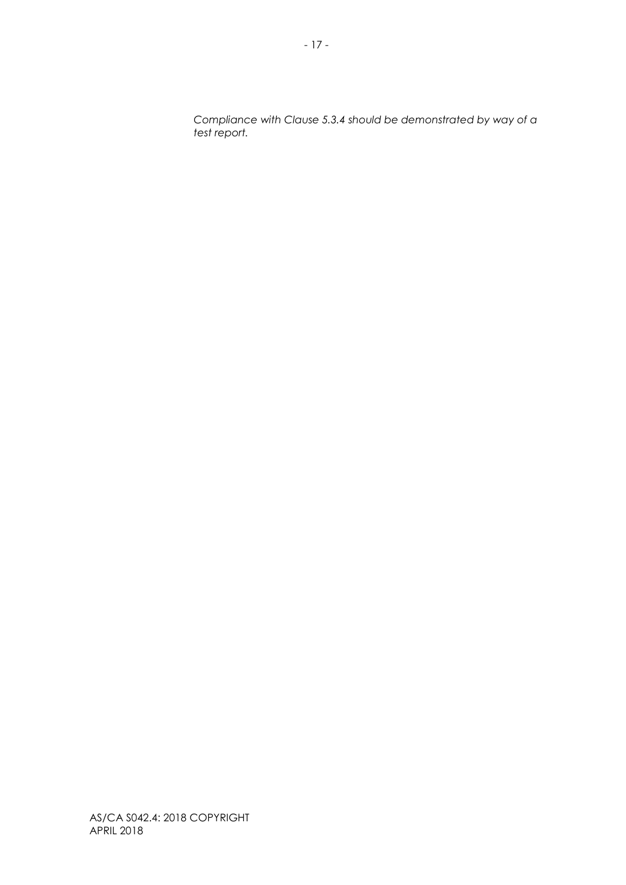*Compliance with Clause 5.3.4 should be demonstrated by way of a test report.*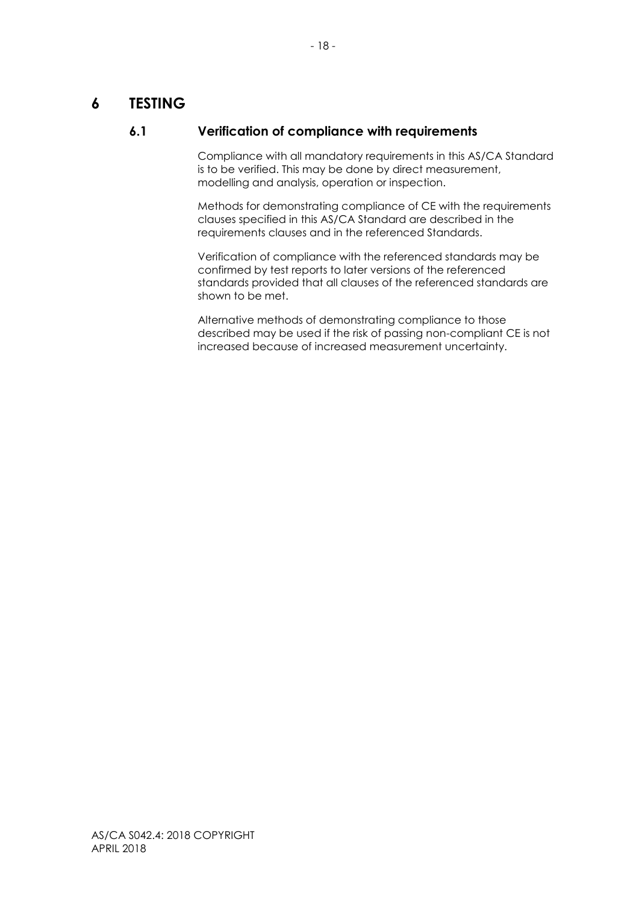# 6 TESTING

## 6.1 Verification of compliance with requirements

Compliance with all mandatory requirements in this AS/CA Standard is to be verified. This may be done by direct measurement, modelling and analysis, operation or inspection.

Methods for demonstrating compliance of CE with the requirements clauses specified in this AS/CA Standard are described in the requirements clauses and in the referenced Standards.

Verification of compliance with the referenced standards may be confirmed by test reports to later versions of the referenced standards provided that all clauses of the referenced standards are shown to be met.

Alternative methods of demonstrating compliance to those described may be used if the risk of passing non-compliant CE is not increased because of increased measurement uncertainty.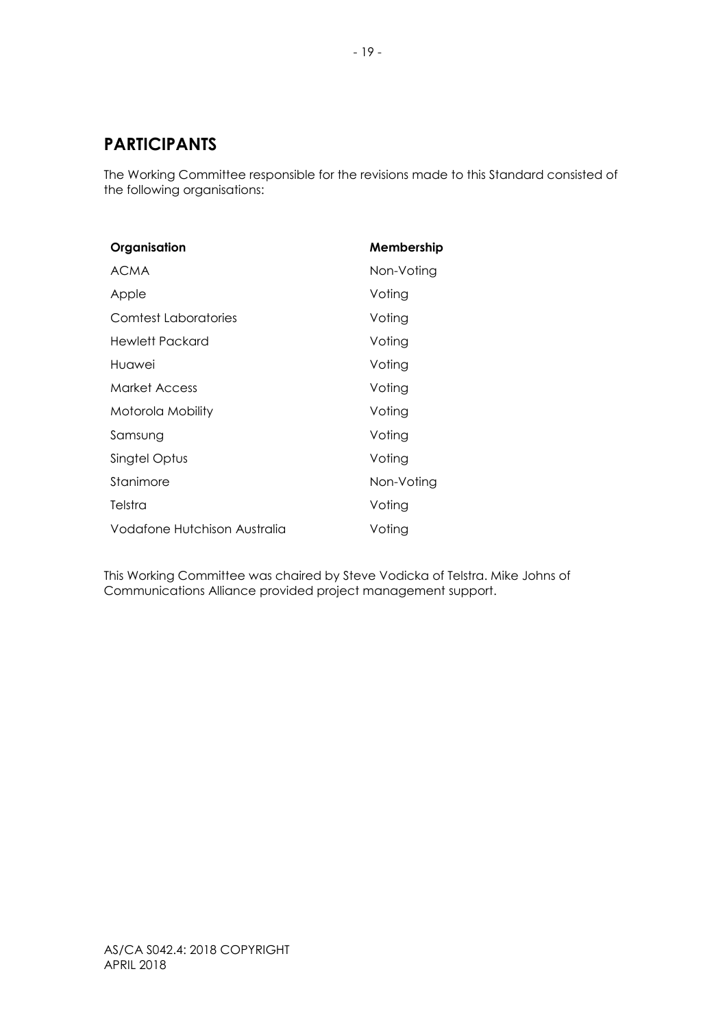## PARTICIPANTS

The Working Committee responsible for the revisions made to this Standard consisted of the following organisations:

| Organisation | Membership |
|---|---|
| ACMA | Non-Voting |
| Apple | Voting |
| Comtest Laboratories | Voting |
| Hewlett Packard | Voting |
| Huawei | Voting |
| Market Access | Voting |
| Motorola Mobility | Voting |
| Samsung | Voting |
| Singtel Optus | Voting |
| Stanimore | Non-Voting |
| Telstra | Voting |
| Vodafone Hutchison Australia | Voting |

This Working Committee was chaired by Steve Vodicka of Telstra. Mike Johns of Communications Alliance provided project management support.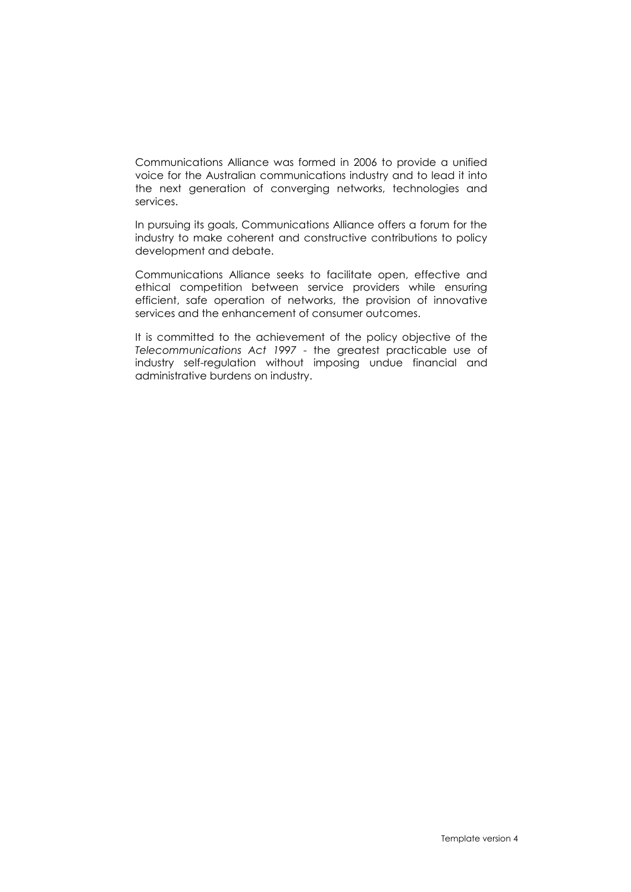Communications Alliance was formed in 2006 to provide a unified voice for the Australian communications industry and to lead it into the next generation of converging networks, technologies and services.

In pursuing its goals, Communications Alliance offers a forum for the industry to make coherent and constructive contributions to policy development and debate.

Communications Alliance seeks to facilitate open, effective and ethical competition between service providers while ensuring efficient, safe operation of networks, the provision of innovative services and the enhancement of consumer outcomes.

It is committed to the achievement of the policy objective of the *Telecommunications Act 1997* - the greatest practicable use of industry self-regulation without imposing undue financial and administrative burdens on industry.

Template version 4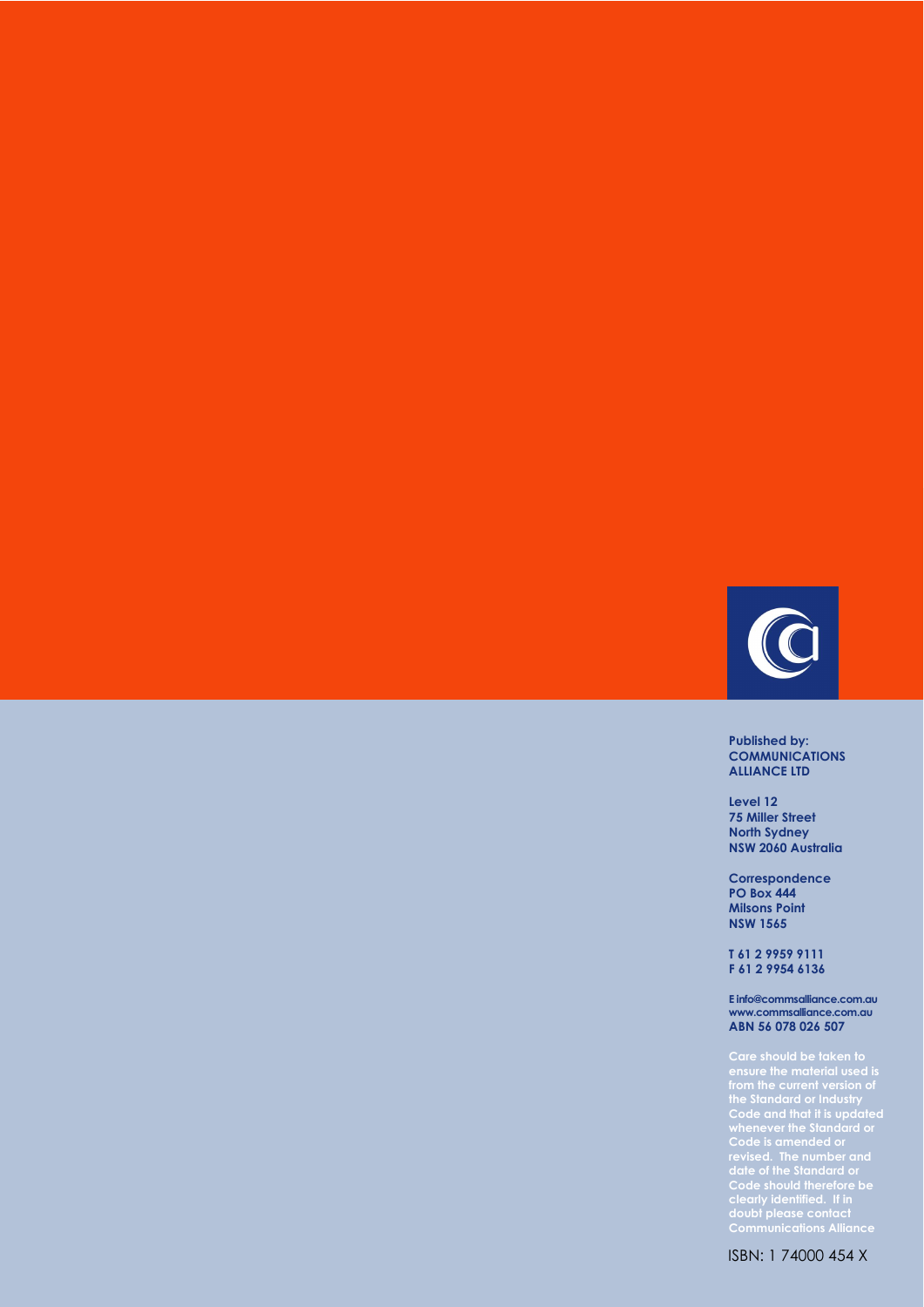**Published by:**
**COMMUNICATIONS ALLIANCE LTD**

**Level 12**
**75 Miller Street**
**North Sydney**
**NSW 2060 Australia**

**Correspondence**
**PO Box 444**
**Milsons Point**
**NSW 1565**

**T 61 2 9959 9111**
**F 61 2 9954 6136**

**E info@commsalliance.com.au**
**www.commsalliance.com.au**
**ABN 56 078 026 507**

**Care should be taken to ensure the material used is from the current version of the Standard or Industry Code and that it is updated whenever the Standard or Code is amended or revised. The number and date of the Standard or Code should therefore be clearly identified. If in doubt please contact Communications Alliance**

ISBN: 1 74000 454 X